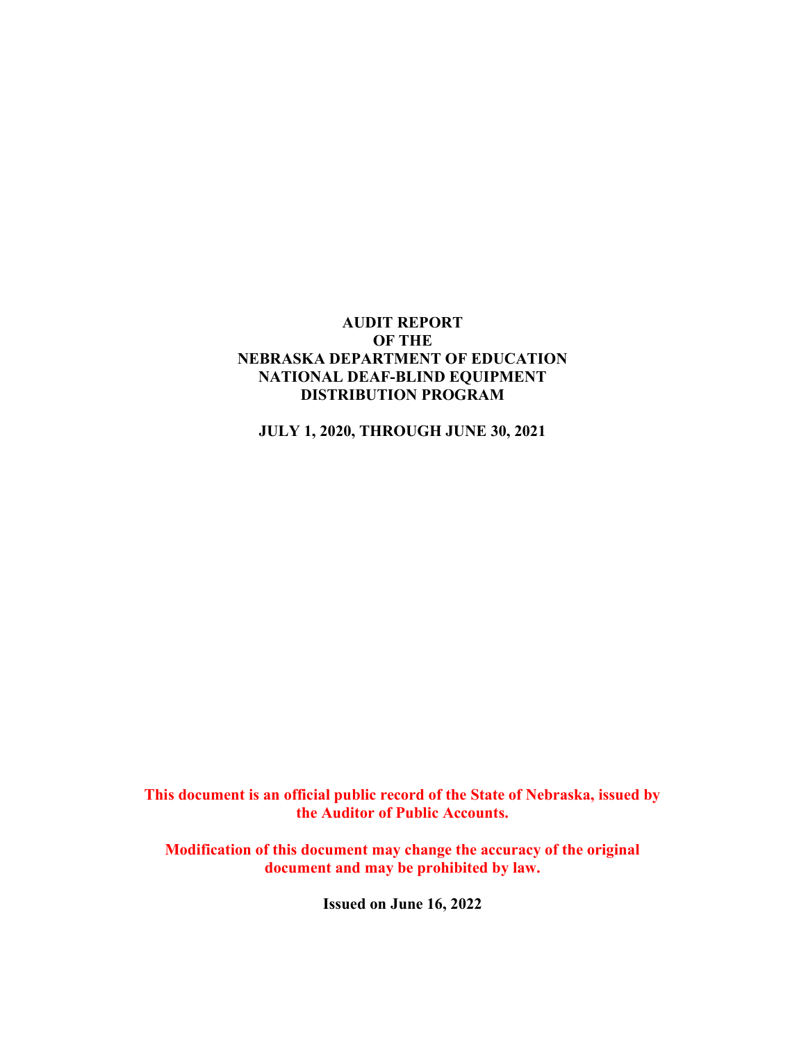# AUDIT REPORT OF THE NEBRASKA DEPARTMENT OF EDUCATION NATIONAL DEAF-BLIND EQUIPMENT DISTRIBUTION PROGRAM

**JULY 1, 2020, THROUGH JUNE 30, 2021**

**This document is an official public record of the State of Nebraska, issued by the Auditor of Public Accounts.**

**Modification of this document may change the accuracy of the original document and may be prohibited by law.**

**Issued on June 16, 2022**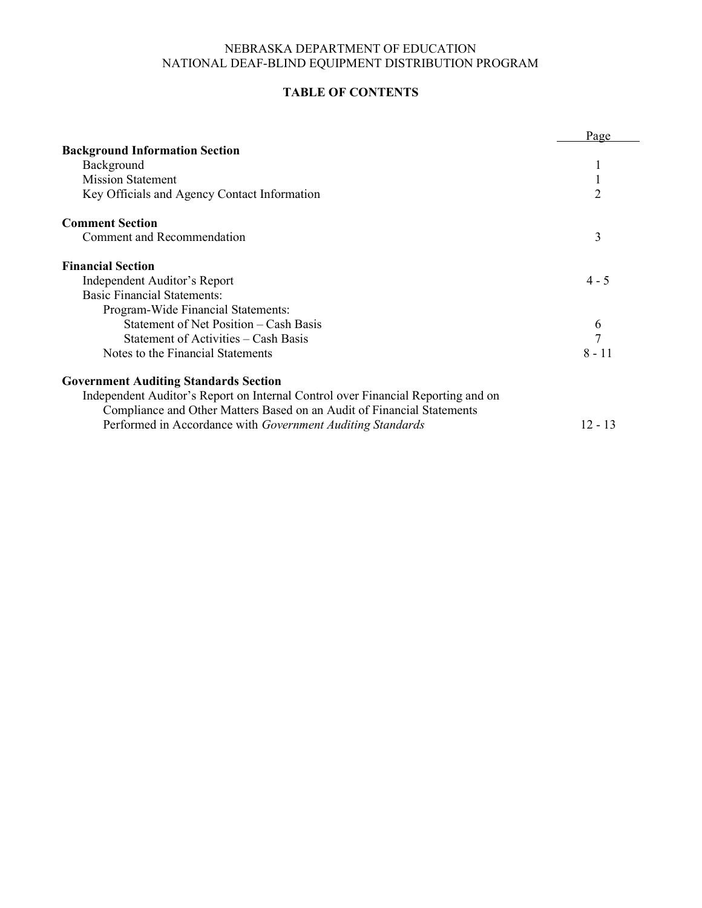NEBRASKA DEPARTMENT OF EDUCATION
NATIONAL DEAF-BLIND EQUIPMENT DISTRIBUTION PROGRAM

# TABLE OF CONTENTS

| | Page |
|---|---|
| **Background Information Section** | |
| Background | 1 |
| Mission Statement | 1 |
| Key Officials and Agency Contact Information | 2 |
| **Comment Section** | |
| Comment and Recommendation | 3 |
| **Financial Section** | |
| Independent Auditor's Report | 4 - 5 |
| Basic Financial Statements: | |
| Program-Wide Financial Statements: | |
| Statement of Net Position – Cash Basis | 6 |
| Statement of Activities – Cash Basis | 7 |
| Notes to the Financial Statements | 8 - 11 |
| **Government Auditing Standards Section** | |
| Independent Auditor's Report on Internal Control over Financial Reporting and on Compliance and Other Matters Based on an Audit of Financial Statements Performed in Accordance with *Government Auditing Standards* | 12 - 13 |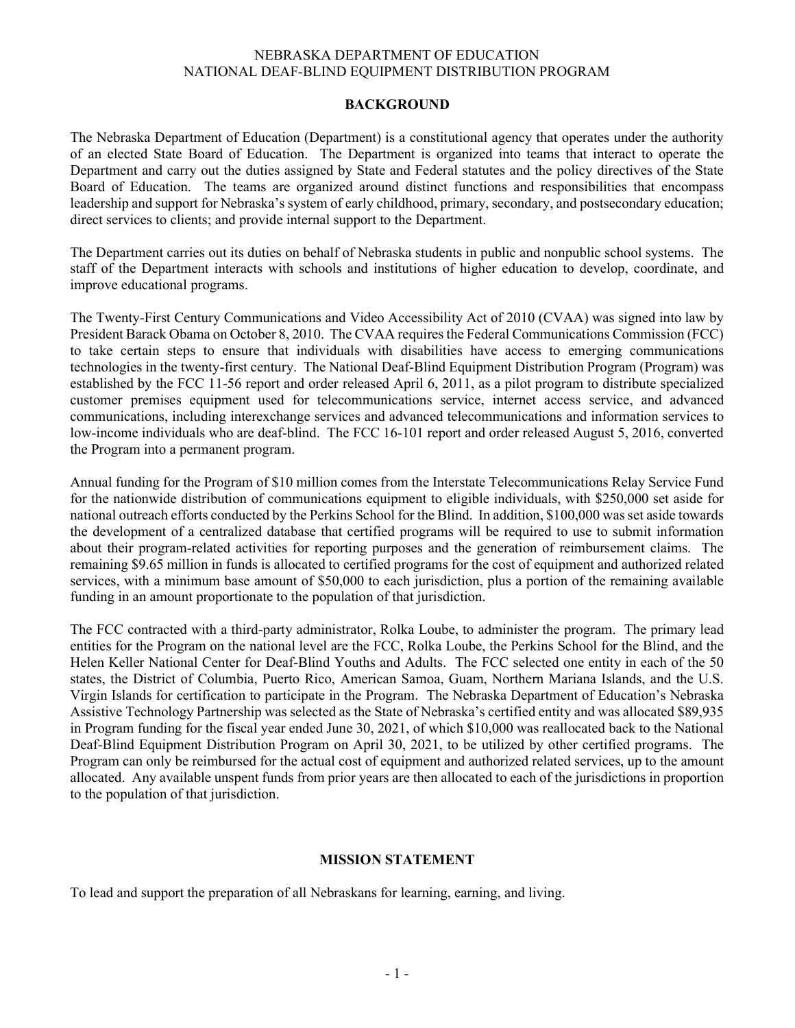NEBRASKA DEPARTMENT OF EDUCATION
NATIONAL DEAF-BLIND EQUIPMENT DISTRIBUTION PROGRAM

## BACKGROUND

The Nebraska Department of Education (Department) is a constitutional agency that operates under the authority of an elected State Board of Education. The Department is organized into teams that interact to operate the Department and carry out the duties assigned by State and Federal statutes and the policy directives of the State Board of Education. The teams are organized around distinct functions and responsibilities that encompass leadership and support for Nebraska's system of early childhood, primary, secondary, and postsecondary education; direct services to clients; and provide internal support to the Department.

The Department carries out its duties on behalf of Nebraska students in public and nonpublic school systems. The staff of the Department interacts with schools and institutions of higher education to develop, coordinate, and improve educational programs.

The Twenty-First Century Communications and Video Accessibility Act of 2010 (CVAA) was signed into law by President Barack Obama on October 8, 2010. The CVAA requires the Federal Communications Commission (FCC) to take certain steps to ensure that individuals with disabilities have access to emerging communications technologies in the twenty-first century. The National Deaf-Blind Equipment Distribution Program (Program) was established by the FCC 11-56 report and order released April 6, 2011, as a pilot program to distribute specialized customer premises equipment used for telecommunications service, internet access service, and advanced communications, including interexchange services and advanced telecommunications and information services to low-income individuals who are deaf-blind. The FCC 16-101 report and order released August 5, 2016, converted the Program into a permanent program.

Annual funding for the Program of $10 million comes from the Interstate Telecommunications Relay Service Fund for the nationwide distribution of communications equipment to eligible individuals, with $250,000 set aside for national outreach efforts conducted by the Perkins School for the Blind. In addition, $100,000 was set aside towards the development of a centralized database that certified programs will be required to use to submit information about their program-related activities for reporting purposes and the generation of reimbursement claims. The remaining $9.65 million in funds is allocated to certified programs for the cost of equipment and authorized related services, with a minimum base amount of $50,000 to each jurisdiction, plus a portion of the remaining available funding in an amount proportionate to the population of that jurisdiction.

The FCC contracted with a third-party administrator, Rolka Loube, to administer the program. The primary lead entities for the Program on the national level are the FCC, Rolka Loube, the Perkins School for the Blind, and the Helen Keller National Center for Deaf-Blind Youths and Adults. The FCC selected one entity in each of the 50 states, the District of Columbia, Puerto Rico, American Samoa, Guam, Northern Mariana Islands, and the U.S. Virgin Islands for certification to participate in the Program. The Nebraska Department of Education's Nebraska Assistive Technology Partnership was selected as the State of Nebraska's certified entity and was allocated $89,935 in Program funding for the fiscal year ended June 30, 2021, of which $10,000 was reallocated back to the National Deaf-Blind Equipment Distribution Program on April 30, 2021, to be utilized by other certified programs. The Program can only be reimbursed for the actual cost of equipment and authorized related services, up to the amount allocated. Any available unspent funds from prior years are then allocated to each of the jurisdictions in proportion to the population of that jurisdiction.

## MISSION STATEMENT

To lead and support the preparation of all Nebraskans for learning, earning, and living.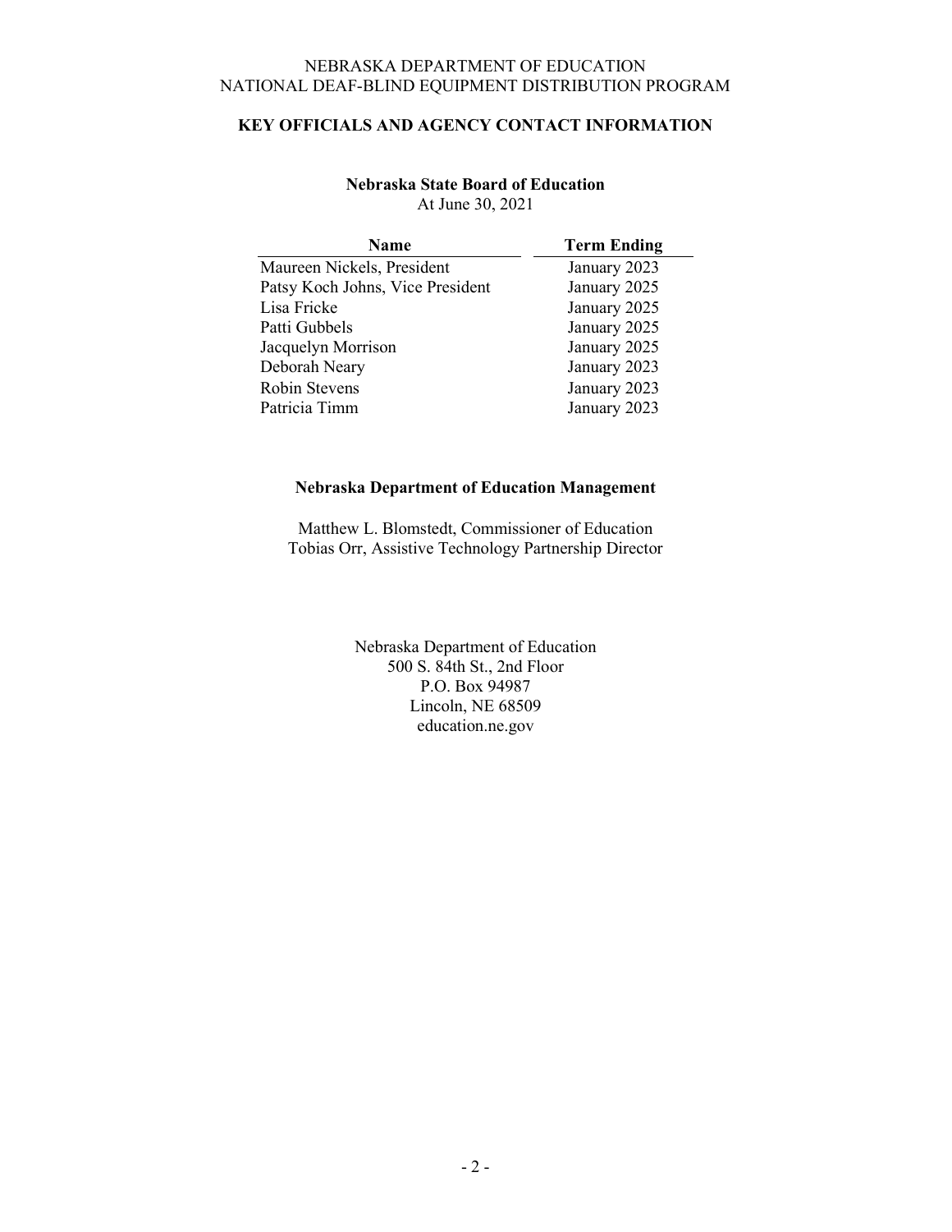NEBRASKA DEPARTMENT OF EDUCATION
NATIONAL DEAF-BLIND EQUIPMENT DISTRIBUTION PROGRAM

## KEY OFFICIALS AND AGENCY CONTACT INFORMATION

### Nebraska State Board of Education

At June 30, 2021

| Name | Term Ending |
|---|---|
| Maureen Nickels, President | January 2023 |
| Patsy Koch Johns, Vice President | January 2025 |
| Lisa Fricke | January 2025 |
| Patti Gubbels | January 2025 |
| Jacquelyn Morrison | January 2025 |
| Deborah Neary | January 2023 |
| Robin Stevens | January 2023 |
| Patricia Timm | January 2023 |

### Nebraska Department of Education Management

Matthew L. Blomstedt, Commissioner of Education
Tobias Orr, Assistive Technology Partnership Director

Nebraska Department of Education
500 S. 84th St., 2nd Floor
P.O. Box 94987
Lincoln, NE 68509
education.ne.gov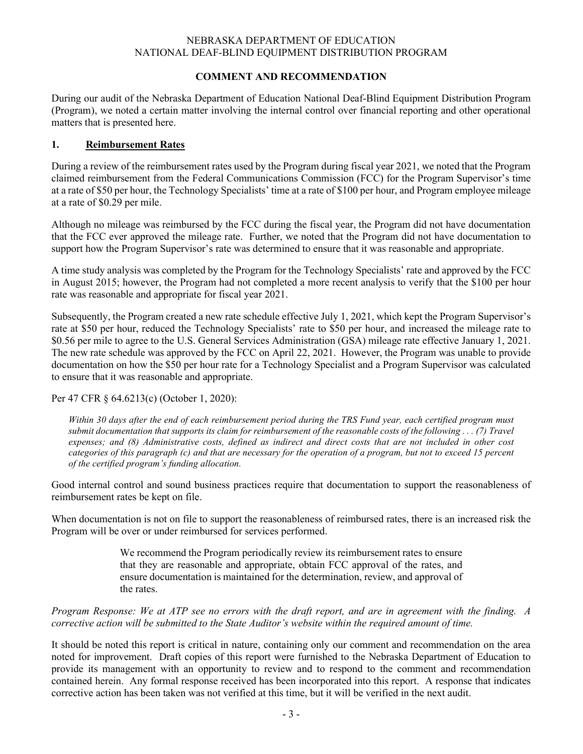NEBRASKA DEPARTMENT OF EDUCATION
NATIONAL DEAF-BLIND EQUIPMENT DISTRIBUTION PROGRAM

## COMMENT AND RECOMMENDATION

During our audit of the Nebraska Department of Education National Deaf-Blind Equipment Distribution Program (Program), we noted a certain matter involving the internal control over financial reporting and other operational matters that is presented here.

### 1. Reimbursement Rates

During a review of the reimbursement rates used by the Program during fiscal year 2021, we noted that the Program claimed reimbursement from the Federal Communications Commission (FCC) for the Program Supervisor's time at a rate of $50 per hour, the Technology Specialists' time at a rate of $100 per hour, and Program employee mileage at a rate of $0.29 per mile.

Although no mileage was reimbursed by the FCC during the fiscal year, the Program did not have documentation that the FCC ever approved the mileage rate. Further, we noted that the Program did not have documentation to support how the Program Supervisor's rate was determined to ensure that it was reasonable and appropriate.

A time study analysis was completed by the Program for the Technology Specialists' rate and approved by the FCC in August 2015; however, the Program had not completed a more recent analysis to verify that the $100 per hour rate was reasonable and appropriate for fiscal year 2021.

Subsequently, the Program created a new rate schedule effective July 1, 2021, which kept the Program Supervisor's rate at $50 per hour, reduced the Technology Specialists' rate to $50 per hour, and increased the mileage rate to $0.56 per mile to agree to the U.S. General Services Administration (GSA) mileage rate effective January 1, 2021. The new rate schedule was approved by the FCC on April 22, 2021. However, the Program was unable to provide documentation on how the $50 per hour rate for a Technology Specialist and a Program Supervisor was calculated to ensure that it was reasonable and appropriate.

Per 47 CFR § 64.6213(c) (October 1, 2020):

> *Within 30 days after the end of each reimbursement period during the TRS Fund year, each certified program must submit documentation that supports its claim for reimbursement of the reasonable costs of the following . . . (7) Travel expenses; and (8) Administrative costs, defined as indirect and direct costs that are not included in other cost categories of this paragraph (c) and that are necessary for the operation of a program, but not to exceed 15 percent of the certified program's funding allocation.*

Good internal control and sound business practices require that documentation to support the reasonableness of reimbursement rates be kept on file.

When documentation is not on file to support the reasonableness of reimbursed rates, there is an increased risk the Program will be over or under reimbursed for services performed.

> We recommend the Program periodically review its reimbursement rates to ensure that they are reasonable and appropriate, obtain FCC approval of the rates, and ensure documentation is maintained for the determination, review, and approval of the rates.

*Program Response: We at ATP see no errors with the draft report, and are in agreement with the finding. A corrective action will be submitted to the State Auditor's website within the required amount of time.*

It should be noted this report is critical in nature, containing only our comment and recommendation on the area noted for improvement. Draft copies of this report were furnished to the Nebraska Department of Education to provide its management with an opportunity to review and to respond to the comment and recommendation contained herein. Any formal response received has been incorporated into this report. A response that indicates corrective action has been taken was not verified at this time, but it will be verified in the next audit.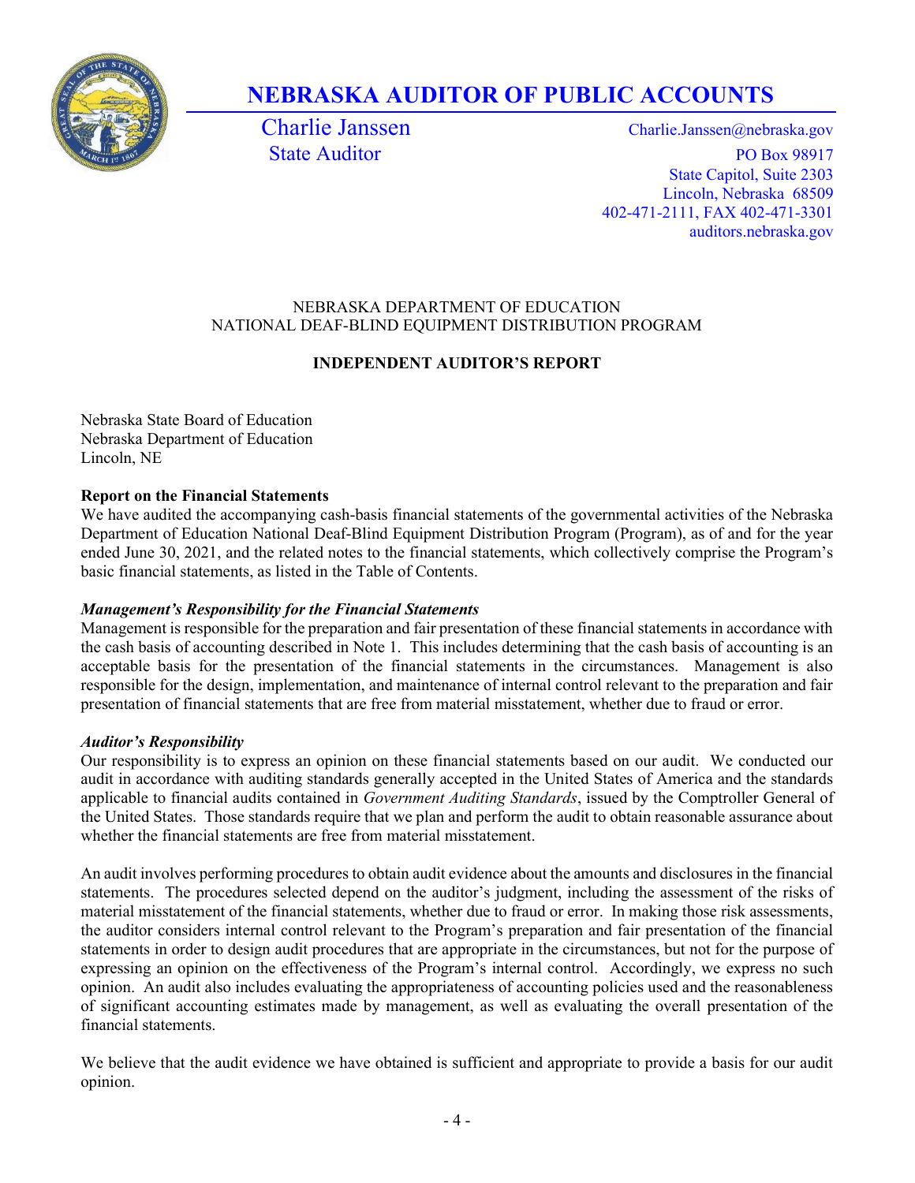# NEBRASKA AUDITOR OF PUBLIC ACCOUNTS

Charlie Janssen
State Auditor

Charlie.Janssen@nebraska.gov
PO Box 98917
State Capitol, Suite 2303
Lincoln, Nebraska 68509
402-471-2111, FAX 402-471-3301
auditors.nebraska.gov

NEBRASKA DEPARTMENT OF EDUCATION
NATIONAL DEAF-BLIND EQUIPMENT DISTRIBUTION PROGRAM

## INDEPENDENT AUDITOR'S REPORT

Nebraska State Board of Education
Nebraska Department of Education
Lincoln, NE

### Report on the Financial Statements

We have audited the accompanying cash-basis financial statements of the governmental activities of the Nebraska Department of Education National Deaf-Blind Equipment Distribution Program (Program), as of and for the year ended June 30, 2021, and the related notes to the financial statements, which collectively comprise the Program's basic financial statements, as listed in the Table of Contents.

***Management's Responsibility for the Financial Statements***

Management is responsible for the preparation and fair presentation of these financial statements in accordance with the cash basis of accounting described in Note 1. This includes determining that the cash basis of accounting is an acceptable basis for the presentation of the financial statements in the circumstances. Management is also responsible for the design, implementation, and maintenance of internal control relevant to the preparation and fair presentation of financial statements that are free from material misstatement, whether due to fraud or error.

***Auditor's Responsibility***

Our responsibility is to express an opinion on these financial statements based on our audit. We conducted our audit in accordance with auditing standards generally accepted in the United States of America and the standards applicable to financial audits contained in *Government Auditing Standards*, issued by the Comptroller General of the United States. Those standards require that we plan and perform the audit to obtain reasonable assurance about whether the financial statements are free from material misstatement.

An audit involves performing procedures to obtain audit evidence about the amounts and disclosures in the financial statements. The procedures selected depend on the auditor's judgment, including the assessment of the risks of material misstatement of the financial statements, whether due to fraud or error. In making those risk assessments, the auditor considers internal control relevant to the Program's preparation and fair presentation of the financial statements in order to design audit procedures that are appropriate in the circumstances, but not for the purpose of expressing an opinion on the effectiveness of the Program's internal control. Accordingly, we express no such opinion. An audit also includes evaluating the appropriateness of accounting policies used and the reasonableness of significant accounting estimates made by management, as well as evaluating the overall presentation of the financial statements.

We believe that the audit evidence we have obtained is sufficient and appropriate to provide a basis for our audit opinion.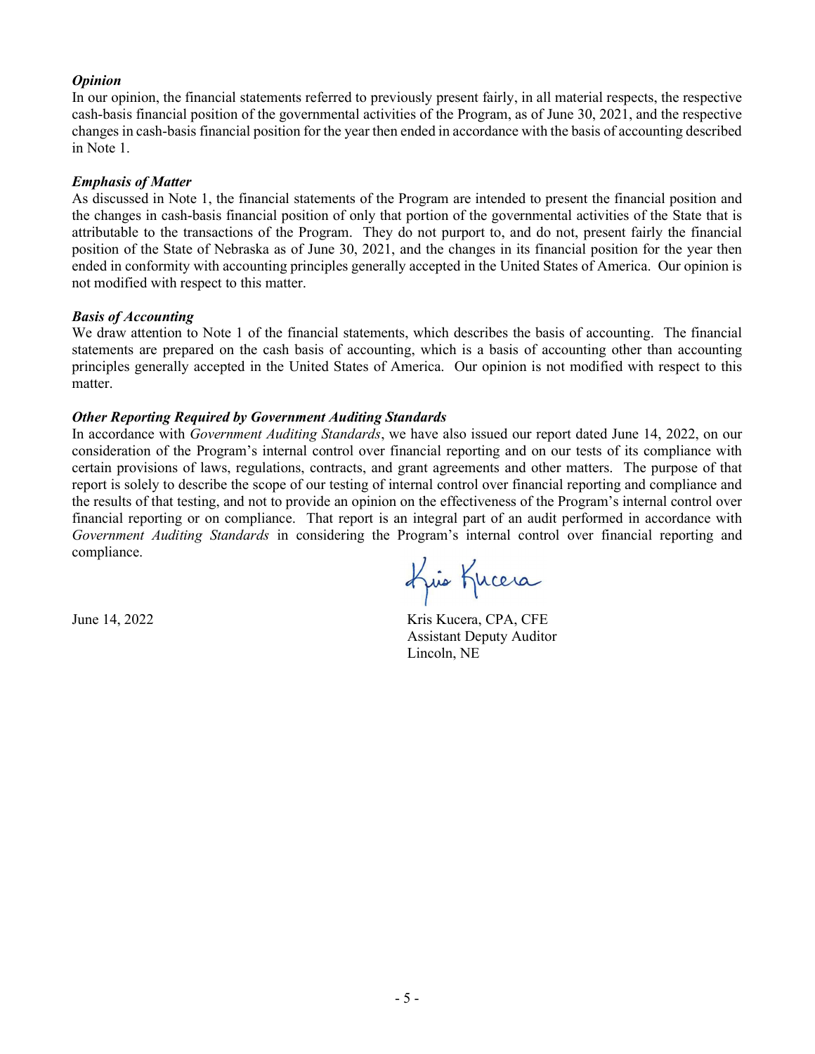***Opinion***
In our opinion, the financial statements referred to previously present fairly, in all material respects, the respective cash-basis financial position of the governmental activities of the Program, as of June 30, 2021, and the respective changes in cash-basis financial position for the year then ended in accordance with the basis of accounting described in Note 1.

***Emphasis of Matter***
As discussed in Note 1, the financial statements of the Program are intended to present the financial position and the changes in cash-basis financial position of only that portion of the governmental activities of the State that is attributable to the transactions of the Program. They do not purport to, and do not, present fairly the financial position of the State of Nebraska as of June 30, 2021, and the changes in its financial position for the year then ended in conformity with accounting principles generally accepted in the United States of America. Our opinion is not modified with respect to this matter.

***Basis of Accounting***
We draw attention to Note 1 of the financial statements, which describes the basis of accounting. The financial statements are prepared on the cash basis of accounting, which is a basis of accounting other than accounting principles generally accepted in the United States of America. Our opinion is not modified with respect to this matter.

***Other Reporting Required by Government Auditing Standards***
In accordance with *Government Auditing Standards*, we have also issued our report dated June 14, 2022, on our consideration of the Program's internal control over financial reporting and on our tests of its compliance with certain provisions of laws, regulations, contracts, and grant agreements and other matters. The purpose of that report is solely to describe the scope of our testing of internal control over financial reporting and compliance and the results of that testing, and not to provide an opinion on the effectiveness of the Program's internal control over financial reporting or on compliance. That report is an integral part of an audit performed in accordance with *Government Auditing Standards* in considering the Program's internal control over financial reporting and compliance.

June 14, 2022

Kris Kucera, CPA, CFE
Assistant Deputy Auditor
Lincoln, NE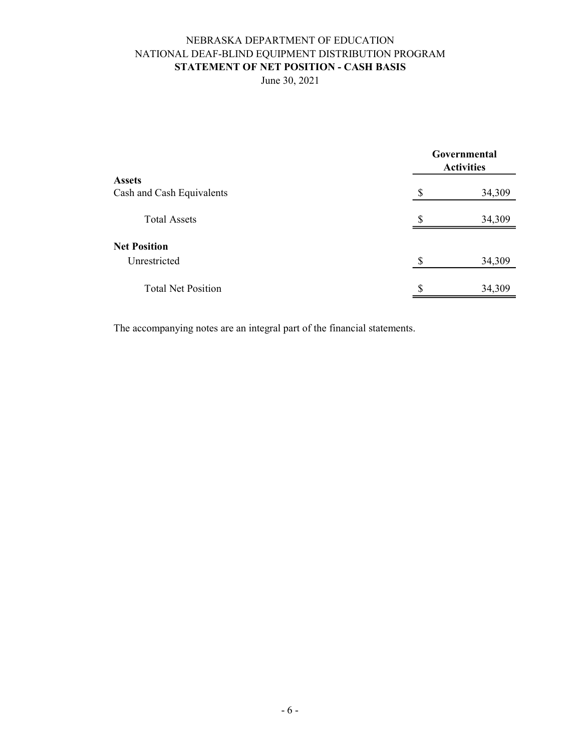# NEBRASKA DEPARTMENT OF EDUCATION
# NATIONAL DEAF-BLIND EQUIPMENT DISTRIBUTION PROGRAM
## STATEMENT OF NET POSITION - CASH BASIS

June 30, 2021

| | Governmental Activities |
|---|---|
| **Assets** | |
| Cash and Cash Equivalents | $ 34,309 |
| Total Assets | $ 34,309 |
| **Net Position** | |
| Unrestricted | $ 34,309 |
| Total Net Position | $ 34,309 |

The accompanying notes are an integral part of the financial statements.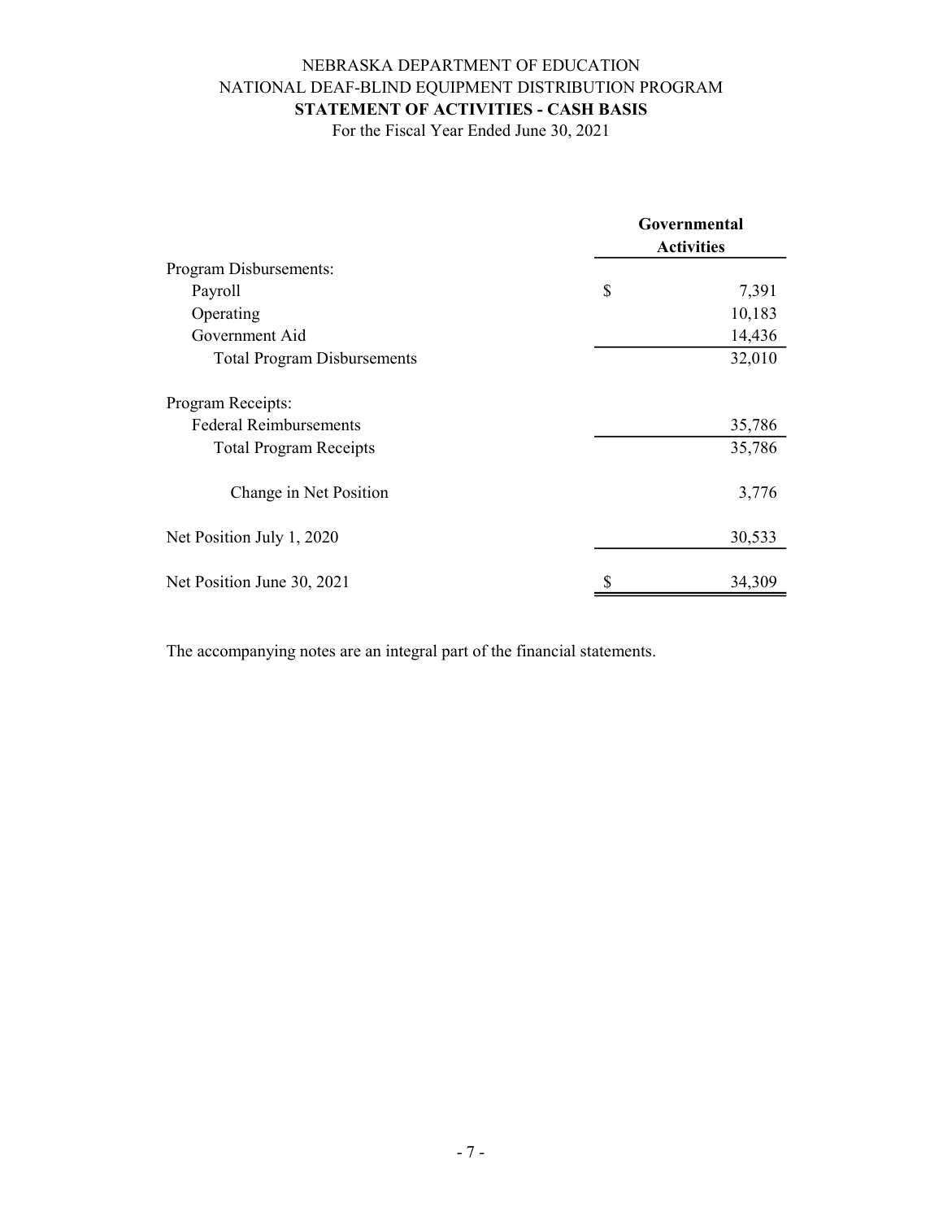NEBRASKA DEPARTMENT OF EDUCATION

NATIONAL DEAF-BLIND EQUIPMENT DISTRIBUTION PROGRAM

**STATEMENT OF ACTIVITIES - CASH BASIS**

For the Fiscal Year Ended June 30, 2021

| | Governmental Activities |
|---|---|
| Program Disbursements: | |
| Payroll | $ 7,391 |
| Operating | 10,183 |
| Government Aid | 14,436 |
| Total Program Disbursements | 32,010 |
| Program Receipts: | |
| Federal Reimbursements | 35,786 |
| Total Program Receipts | 35,786 |
| Change in Net Position | 3,776 |
| Net Position July 1, 2020 | 30,533 |
| Net Position June 30, 2021 | $ 34,309 |

The accompanying notes are an integral part of the financial statements.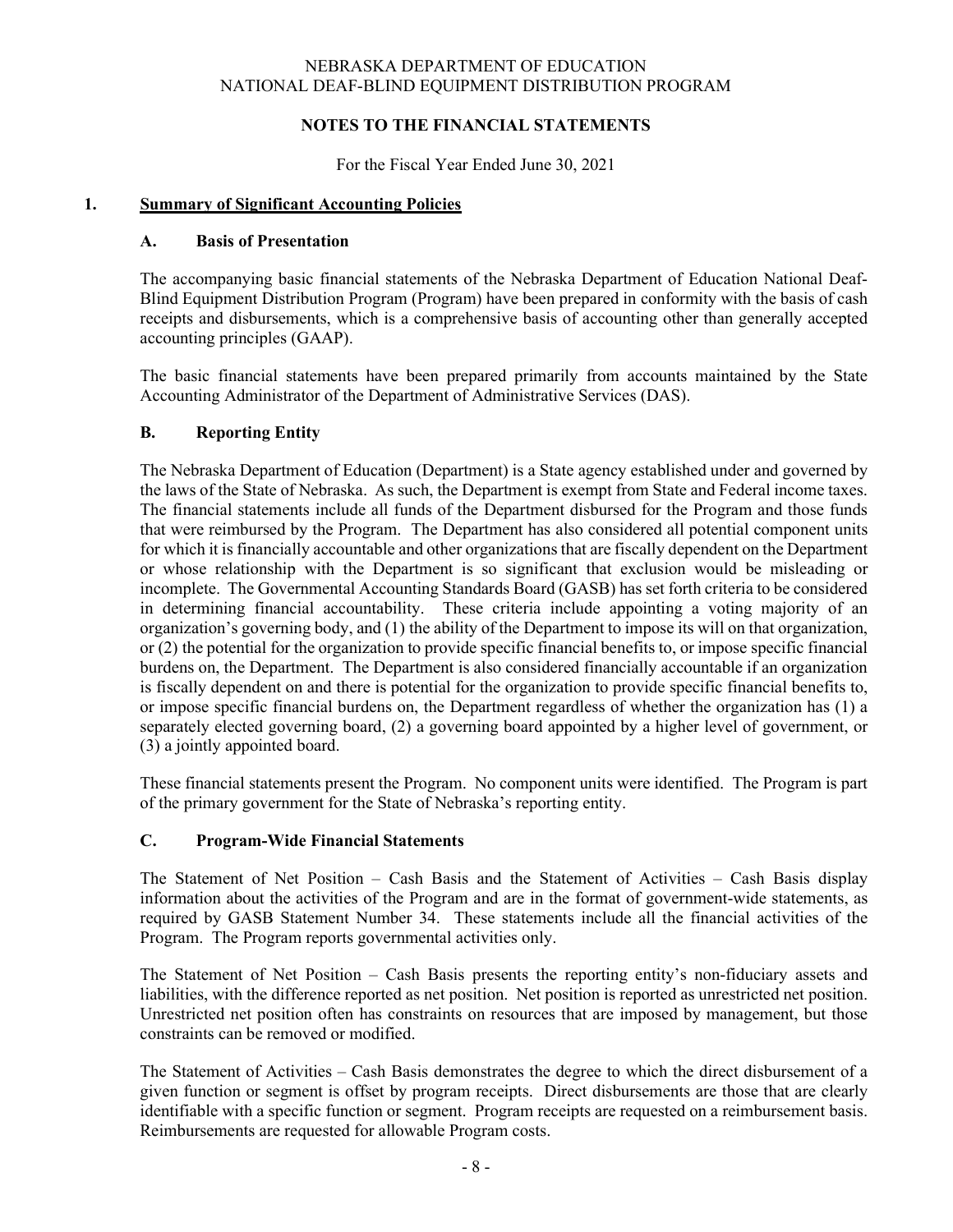NEBRASKA DEPARTMENT OF EDUCATION
NATIONAL DEAF-BLIND EQUIPMENT DISTRIBUTION PROGRAM

# NOTES TO THE FINANCIAL STATEMENTS

For the Fiscal Year Ended June 30, 2021

## 1. Summary of Significant Accounting Policies

### A. Basis of Presentation

The accompanying basic financial statements of the Nebraska Department of Education National Deaf-Blind Equipment Distribution Program (Program) have been prepared in conformity with the basis of cash receipts and disbursements, which is a comprehensive basis of accounting other than generally accepted accounting principles (GAAP).

The basic financial statements have been prepared primarily from accounts maintained by the State Accounting Administrator of the Department of Administrative Services (DAS).

### B. Reporting Entity

The Nebraska Department of Education (Department) is a State agency established under and governed by the laws of the State of Nebraska. As such, the Department is exempt from State and Federal income taxes. The financial statements include all funds of the Department disbursed for the Program and those funds that were reimbursed by the Program. The Department has also considered all potential component units for which it is financially accountable and other organizations that are fiscally dependent on the Department or whose relationship with the Department is so significant that exclusion would be misleading or incomplete. The Governmental Accounting Standards Board (GASB) has set forth criteria to be considered in determining financial accountability. These criteria include appointing a voting majority of an organization's governing body, and (1) the ability of the Department to impose its will on that organization, or (2) the potential for the organization to provide specific financial benefits to, or impose specific financial burdens on, the Department. The Department is also considered financially accountable if an organization is fiscally dependent on and there is potential for the organization to provide specific financial benefits to, or impose specific financial burdens on, the Department regardless of whether the organization has (1) a separately elected governing board, (2) a governing board appointed by a higher level of government, or (3) a jointly appointed board.

These financial statements present the Program. No component units were identified. The Program is part of the primary government for the State of Nebraska's reporting entity.

### C. Program-Wide Financial Statements

The Statement of Net Position – Cash Basis and the Statement of Activities – Cash Basis display information about the activities of the Program and are in the format of government-wide statements, as required by GASB Statement Number 34. These statements include all the financial activities of the Program. The Program reports governmental activities only.

The Statement of Net Position – Cash Basis presents the reporting entity's non-fiduciary assets and liabilities, with the difference reported as net position. Net position is reported as unrestricted net position. Unrestricted net position often has constraints on resources that are imposed by management, but those constraints can be removed or modified.

The Statement of Activities – Cash Basis demonstrates the degree to which the direct disbursement of a given function or segment is offset by program receipts. Direct disbursements are those that are clearly identifiable with a specific function or segment. Program receipts are requested on a reimbursement basis. Reimbursements are requested for allowable Program costs.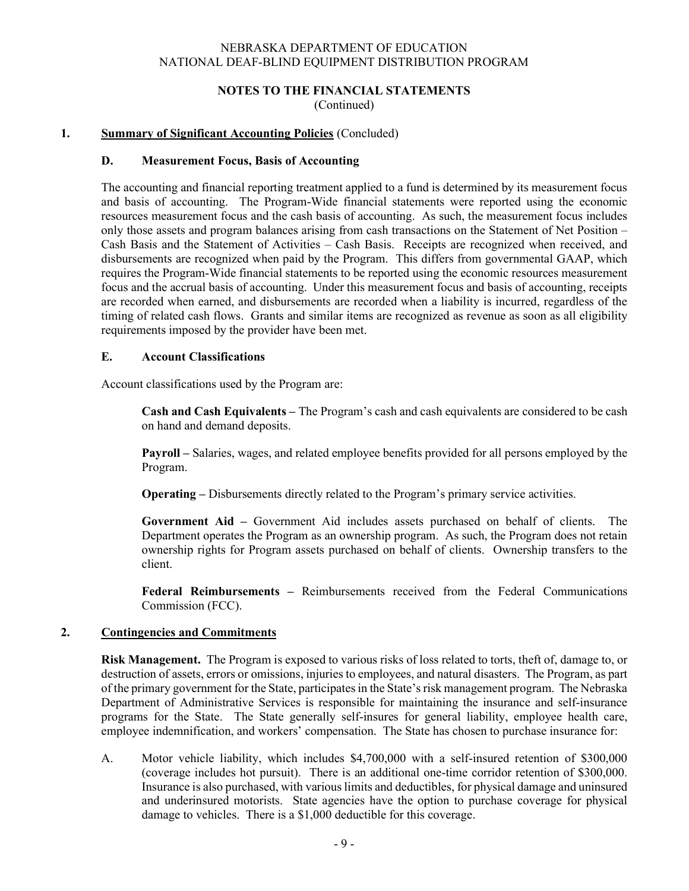NEBRASKA DEPARTMENT OF EDUCATION
NATIONAL DEAF-BLIND EQUIPMENT DISTRIBUTION PROGRAM

## NOTES TO THE FINANCIAL STATEMENTS
(Continued)

### 1. Summary of Significant Accounting Policies (Concluded)

#### D. Measurement Focus, Basis of Accounting

The accounting and financial reporting treatment applied to a fund is determined by its measurement focus and basis of accounting. The Program-Wide financial statements were reported using the economic resources measurement focus and the cash basis of accounting. As such, the measurement focus includes only those assets and program balances arising from cash transactions on the Statement of Net Position – Cash Basis and the Statement of Activities – Cash Basis. Receipts are recognized when received, and disbursements are recognized when paid by the Program. This differs from governmental GAAP, which requires the Program-Wide financial statements to be reported using the economic resources measurement focus and the accrual basis of accounting. Under this measurement focus and basis of accounting, receipts are recorded when earned, and disbursements are recorded when a liability is incurred, regardless of the timing of related cash flows. Grants and similar items are recognized as revenue as soon as all eligibility requirements imposed by the provider have been met.

#### E. Account Classifications

Account classifications used by the Program are:

**Cash and Cash Equivalents –** The Program's cash and cash equivalents are considered to be cash on hand and demand deposits.

**Payroll –** Salaries, wages, and related employee benefits provided for all persons employed by the Program.

**Operating –** Disbursements directly related to the Program's primary service activities.

**Government Aid –** Government Aid includes assets purchased on behalf of clients. The Department operates the Program as an ownership program. As such, the Program does not retain ownership rights for Program assets purchased on behalf of clients. Ownership transfers to the client.

**Federal Reimbursements –** Reimbursements received from the Federal Communications Commission (FCC).

### 2. Contingencies and Commitments

**Risk Management.** The Program is exposed to various risks of loss related to torts, theft of, damage to, or destruction of assets, errors or omissions, injuries to employees, and natural disasters. The Program, as part of the primary government for the State, participates in the State's risk management program. The Nebraska Department of Administrative Services is responsible for maintaining the insurance and self-insurance programs for the State. The State generally self-insures for general liability, employee health care, employee indemnification, and workers' compensation. The State has chosen to purchase insurance for:

A. Motor vehicle liability, which includes $4,700,000 with a self-insured retention of $300,000 (coverage includes hot pursuit). There is an additional one-time corridor retention of $300,000. Insurance is also purchased, with various limits and deductibles, for physical damage and uninsured and underinsured motorists. State agencies have the option to purchase coverage for physical damage to vehicles. There is a $1,000 deductible for this coverage.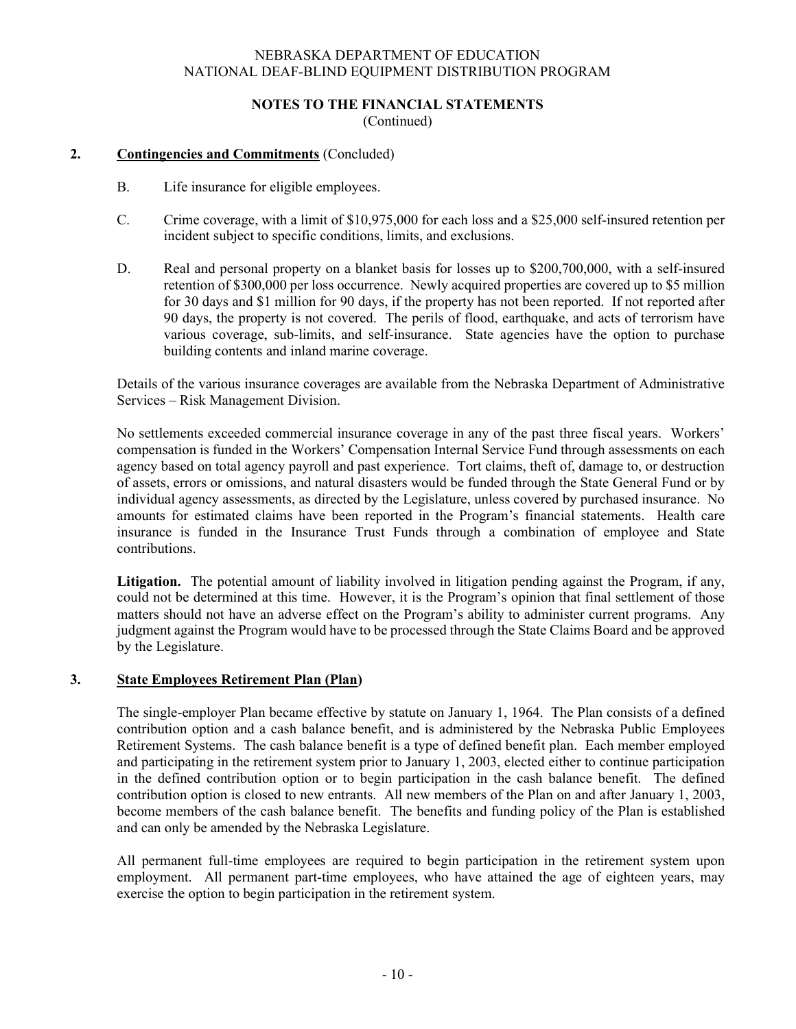## NOTES TO THE FINANCIAL STATEMENTS
(Continued)

### 2. Contingencies and Commitments (Concluded)

B. Life insurance for eligible employees.

C. Crime coverage, with a limit of $10,975,000 for each loss and a $25,000 self-insured retention per incident subject to specific conditions, limits, and exclusions.

D. Real and personal property on a blanket basis for losses up to $200,700,000, with a self-insured retention of $300,000 per loss occurrence. Newly acquired properties are covered up to $5 million for 30 days and $1 million for 90 days, if the property has not been reported. If not reported after 90 days, the property is not covered. The perils of flood, earthquake, and acts of terrorism have various coverage, sub-limits, and self-insurance. State agencies have the option to purchase building contents and inland marine coverage.

Details of the various insurance coverages are available from the Nebraska Department of Administrative Services – Risk Management Division.

No settlements exceeded commercial insurance coverage in any of the past three fiscal years. Workers' compensation is funded in the Workers' Compensation Internal Service Fund through assessments on each agency based on total agency payroll and past experience. Tort claims, theft of, damage to, or destruction of assets, errors or omissions, and natural disasters would be funded through the State General Fund or by individual agency assessments, as directed by the Legislature, unless covered by purchased insurance. No amounts for estimated claims have been reported in the Program's financial statements. Health care insurance is funded in the Insurance Trust Funds through a combination of employee and State contributions.

**Litigation.** The potential amount of liability involved in litigation pending against the Program, if any, could not be determined at this time. However, it is the Program's opinion that final settlement of those matters should not have an adverse effect on the Program's ability to administer current programs. Any judgment against the Program would have to be processed through the State Claims Board and be approved by the Legislature.

### 3. State Employees Retirement Plan (Plan)

The single-employer Plan became effective by statute on January 1, 1964. The Plan consists of a defined contribution option and a cash balance benefit, and is administered by the Nebraska Public Employees Retirement Systems. The cash balance benefit is a type of defined benefit plan. Each member employed and participating in the retirement system prior to January 1, 2003, elected either to continue participation in the defined contribution option or to begin participation in the cash balance benefit. The defined contribution option is closed to new entrants. All new members of the Plan on and after January 1, 2003, become members of the cash balance benefit. The benefits and funding policy of the Plan is established and can only be amended by the Nebraska Legislature.

All permanent full-time employees are required to begin participation in the retirement system upon employment. All permanent part-time employees, who have attained the age of eighteen years, may exercise the option to begin participation in the retirement system.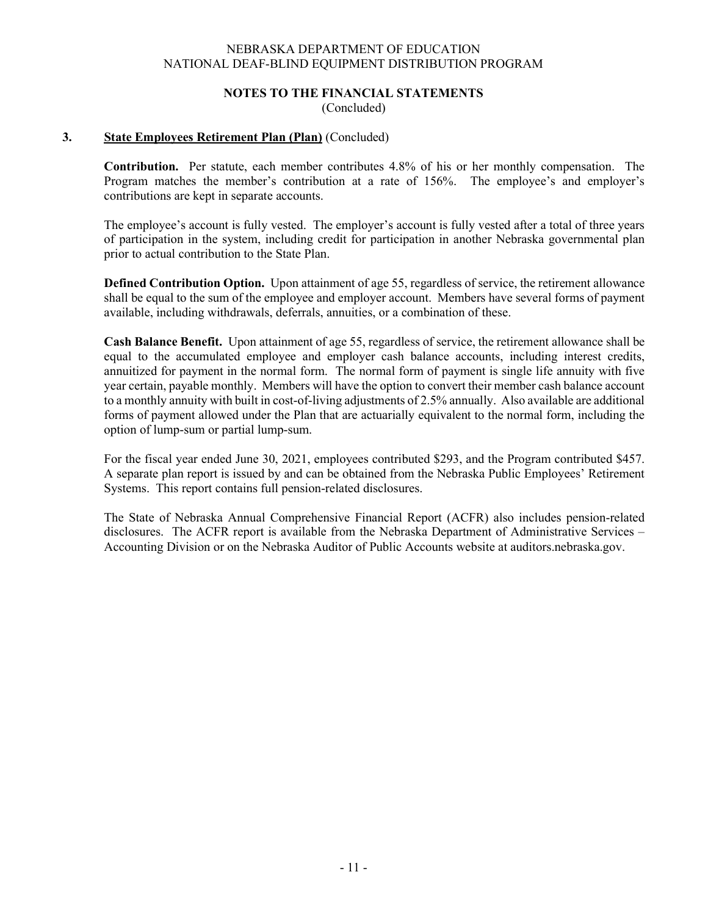NEBRASKA DEPARTMENT OF EDUCATION
NATIONAL DEAF-BLIND EQUIPMENT DISTRIBUTION PROGRAM

## NOTES TO THE FINANCIAL STATEMENTS
(Concluded)

### 3. State Employees Retirement Plan (Plan) (Concluded)

**Contribution.** Per statute, each member contributes 4.8% of his or her monthly compensation. The Program matches the member's contribution at a rate of 156%. The employee's and employer's contributions are kept in separate accounts.

The employee's account is fully vested. The employer's account is fully vested after a total of three years of participation in the system, including credit for participation in another Nebraska governmental plan prior to actual contribution to the State Plan.

**Defined Contribution Option.** Upon attainment of age 55, regardless of service, the retirement allowance shall be equal to the sum of the employee and employer account. Members have several forms of payment available, including withdrawals, deferrals, annuities, or a combination of these.

**Cash Balance Benefit.** Upon attainment of age 55, regardless of service, the retirement allowance shall be equal to the accumulated employee and employer cash balance accounts, including interest credits, annuitized for payment in the normal form. The normal form of payment is single life annuity with five year certain, payable monthly. Members will have the option to convert their member cash balance account to a monthly annuity with built in cost-of-living adjustments of 2.5% annually. Also available are additional forms of payment allowed under the Plan that are actuarially equivalent to the normal form, including the option of lump-sum or partial lump-sum.

For the fiscal year ended June 30, 2021, employees contributed $293, and the Program contributed $457. A separate plan report is issued by and can be obtained from the Nebraska Public Employees' Retirement Systems. This report contains full pension-related disclosures.

The State of Nebraska Annual Comprehensive Financial Report (ACFR) also includes pension-related disclosures. The ACFR report is available from the Nebraska Department of Administrative Services – Accounting Division or on the Nebraska Auditor of Public Accounts website at auditors.nebraska.gov.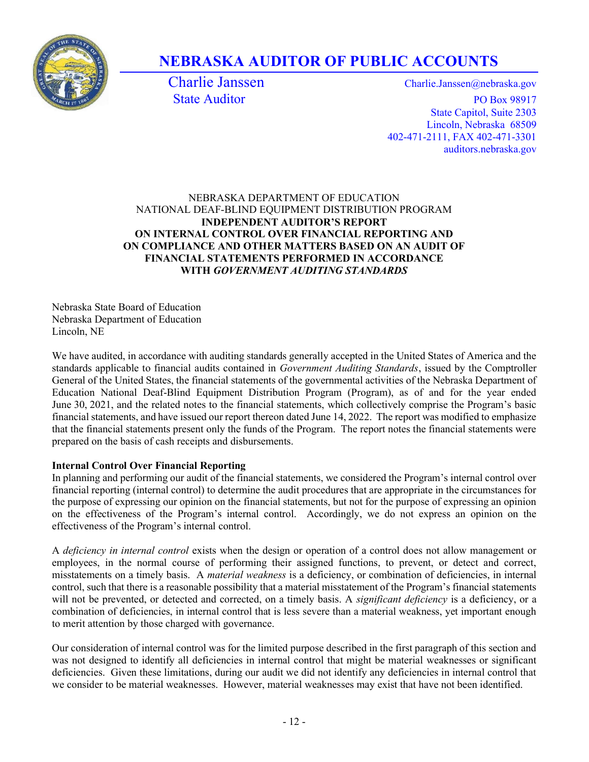# NEBRASKA AUDITOR OF PUBLIC ACCOUNTS

Charlie Janssen
State Auditor

Charlie.Janssen@nebraska.gov
PO Box 98917
State Capitol, Suite 2303
Lincoln, Nebraska 68509
402-471-2111, FAX 402-471-3301
auditors.nebraska.gov

NEBRASKA DEPARTMENT OF EDUCATION
NATIONAL DEAF-BLIND EQUIPMENT DISTRIBUTION PROGRAM
**INDEPENDENT AUDITOR'S REPORT**
**ON INTERNAL CONTROL OVER FINANCIAL REPORTING AND**
**ON COMPLIANCE AND OTHER MATTERS BASED ON AN AUDIT OF**
**FINANCIAL STATEMENTS PERFORMED IN ACCORDANCE**
**WITH *GOVERNMENT AUDITING STANDARDS***

Nebraska State Board of Education
Nebraska Department of Education
Lincoln, NE

We have audited, in accordance with auditing standards generally accepted in the United States of America and the standards applicable to financial audits contained in *Government Auditing Standards*, issued by the Comptroller General of the United States, the financial statements of the governmental activities of the Nebraska Department of Education National Deaf-Blind Equipment Distribution Program (Program), as of and for the year ended June 30, 2021, and the related notes to the financial statements, which collectively comprise the Program's basic financial statements, and have issued our report thereon dated June 14, 2022. The report was modified to emphasize that the financial statements present only the funds of the Program. The report notes the financial statements were prepared on the basis of cash receipts and disbursements.

**Internal Control Over Financial Reporting**

In planning and performing our audit of the financial statements, we considered the Program's internal control over financial reporting (internal control) to determine the audit procedures that are appropriate in the circumstances for the purpose of expressing our opinion on the financial statements, but not for the purpose of expressing an opinion on the effectiveness of the Program's internal control. Accordingly, we do not express an opinion on the effectiveness of the Program's internal control.

A *deficiency in internal control* exists when the design or operation of a control does not allow management or employees, in the normal course of performing their assigned functions, to prevent, or detect and correct, misstatements on a timely basis. A *material weakness* is a deficiency, or combination of deficiencies, in internal control, such that there is a reasonable possibility that a material misstatement of the Program's financial statements will not be prevented, or detected and corrected, on a timely basis. A *significant deficiency* is a deficiency, or a combination of deficiencies, in internal control that is less severe than a material weakness, yet important enough to merit attention by those charged with governance.

Our consideration of internal control was for the limited purpose described in the first paragraph of this section and was not designed to identify all deficiencies in internal control that might be material weaknesses or significant deficiencies. Given these limitations, during our audit we did not identify any deficiencies in internal control that we consider to be material weaknesses. However, material weaknesses may exist that have not been identified.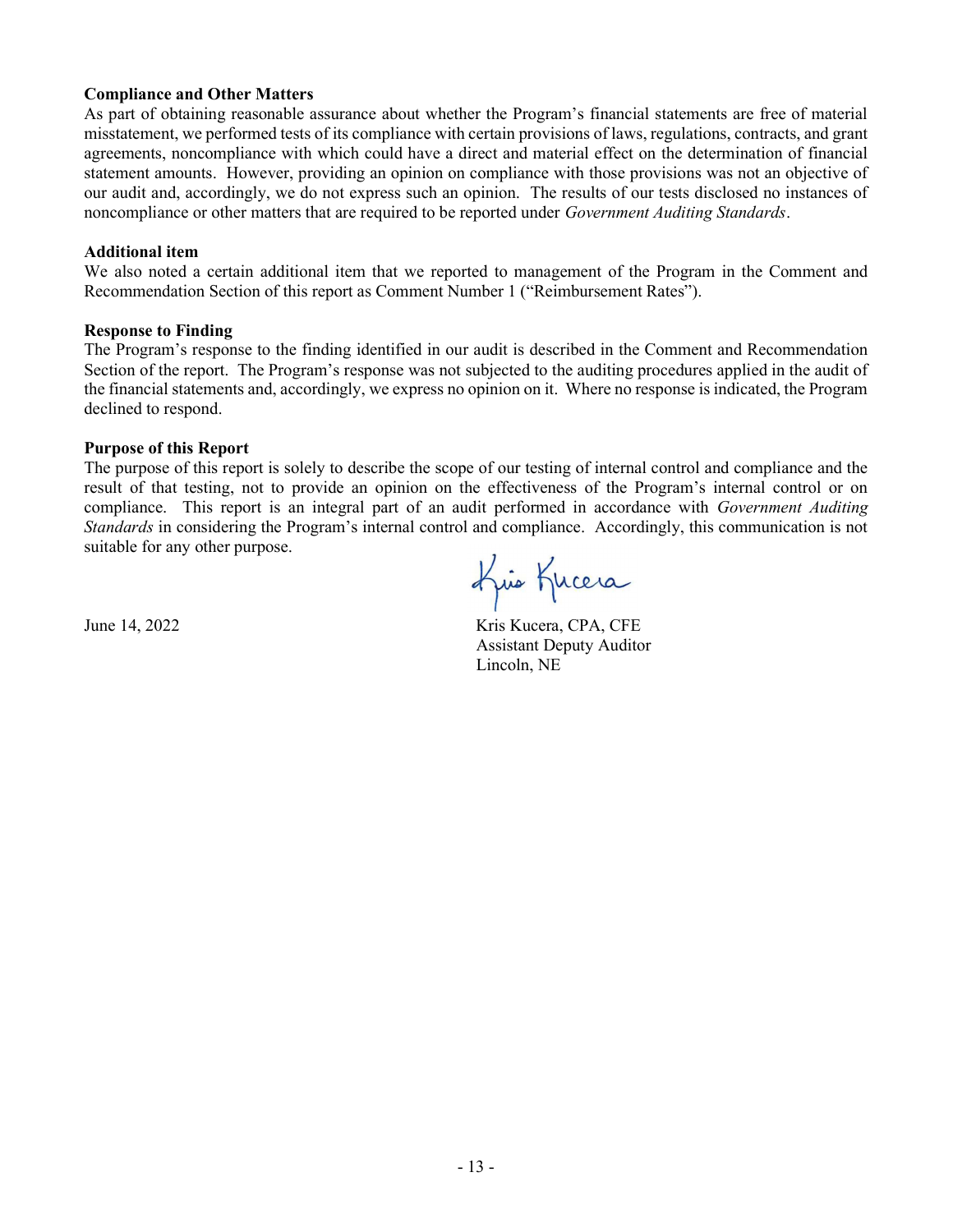**Compliance and Other Matters**
As part of obtaining reasonable assurance about whether the Program's financial statements are free of material misstatement, we performed tests of its compliance with certain provisions of laws, regulations, contracts, and grant agreements, noncompliance with which could have a direct and material effect on the determination of financial statement amounts. However, providing an opinion on compliance with those provisions was not an objective of our audit and, accordingly, we do not express such an opinion. The results of our tests disclosed no instances of noncompliance or other matters that are required to be reported under *Government Auditing Standards*.

**Additional item**
We also noted a certain additional item that we reported to management of the Program in the Comment and Recommendation Section of this report as Comment Number 1 ("Reimbursement Rates").

**Response to Finding**
The Program's response to the finding identified in our audit is described in the Comment and Recommendation Section of the report. The Program's response was not subjected to the auditing procedures applied in the audit of the financial statements and, accordingly, we express no opinion on it. Where no response is indicated, the Program declined to respond.

**Purpose of this Report**
The purpose of this report is solely to describe the scope of our testing of internal control and compliance and the result of that testing, not to provide an opinion on the effectiveness of the Program's internal control or on compliance. This report is an integral part of an audit performed in accordance with *Government Auditing Standards* in considering the Program's internal control and compliance. Accordingly, this communication is not suitable for any other purpose.

Kris Kucera

June 14, 2022

Kris Kucera, CPA, CFE
Assistant Deputy Auditor
Lincoln, NE